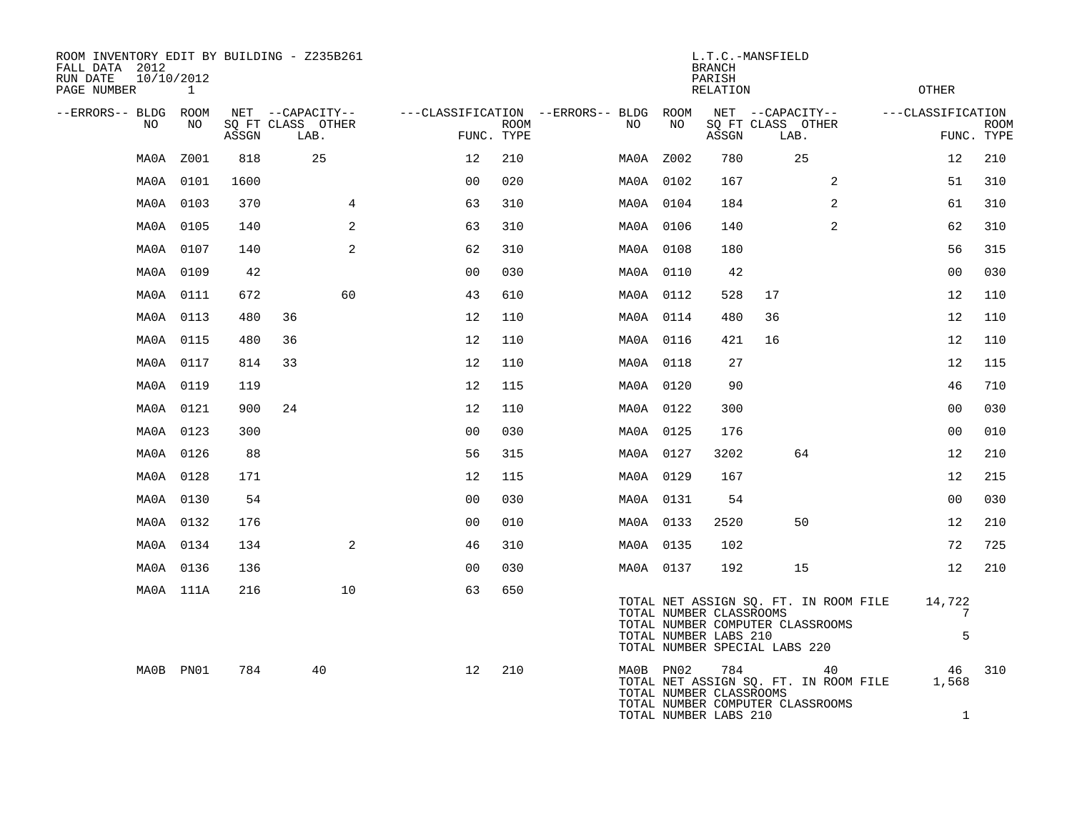ROOM INVENTORY EDIT BY BUILDING - Z235B261
FALL DATA 2012
RUN DATE 10/10/2012

L.T.C.-MANSFIELD
BRANCH
PARISH
RELATION
OTHER

| --ERRORS-- | BLDG NO | ROOM NO | NET SQ FT ASSGN | CAPACITY CLASS | LAB. | OTHER | CLASSIFICATION FUNC. | ROOM TYPE | --ERRORS-- | BLDG NO | ROOM NO | NET SQ FT ASSGN | CAPACITY CLASS | LAB. | OTHER | CLASSIFICATION FUNC. | ROOM TYPE |
|---|---|---|---|---|---|---|---|---|---|---|---|---|---|---|---|---|---|
| | MA0A | Z001 | 818 | | 25 | | 12 | 210 | | MA0A | Z002 | 780 | | 25 | | 12 | 210 |
| | MA0A | 0101 | 1600 | | | | 00 | 020 | | MA0A | 0102 | 167 | | | 2 | 51 | 310 |
| | MA0A | 0103 | 370 | | | 4 | 63 | 310 | | MA0A | 0104 | 184 | | | 2 | 61 | 310 |
| | MA0A | 0105 | 140 | | | 2 | 63 | 310 | | MA0A | 0106 | 140 | | | 2 | 62 | 310 |
| | MA0A | 0107 | 140 | | | 2 | 62 | 310 | | MA0A | 0108 | 180 | | | | 56 | 315 |
| | MA0A | 0109 | 42 | | | | 00 | 030 | | MA0A | 0110 | 42 | | | | 00 | 030 |
| | MA0A | 0111 | 672 | | | 60 | 43 | 610 | | MA0A | 0112 | 528 | 17 | | | 12 | 110 |
| | MA0A | 0113 | 480 | 36 | | | 12 | 110 | | MA0A | 0114 | 480 | 36 | | | 12 | 110 |
| | MA0A | 0115 | 480 | 36 | | | 12 | 110 | | MA0A | 0116 | 421 | 16 | | | 12 | 110 |
| | MA0A | 0117 | 814 | 33 | | | 12 | 110 | | MA0A | 0118 | 27 | | | | 12 | 115 |
| | MA0A | 0119 | 119 | | | | 12 | 115 | | MA0A | 0120 | 90 | | | | 46 | 710 |
| | MA0A | 0121 | 900 | 24 | | | 12 | 110 | | MA0A | 0122 | 300 | | | | 00 | 030 |
| | MA0A | 0123 | 300 | | | | 00 | 030 | | MA0A | 0125 | 176 | | | | 00 | 010 |
| | MA0A | 0126 | 88 | | | | 56 | 315 | | MA0A | 0127 | 3202 | | 64 | | 12 | 210 |
| | MA0A | 0128 | 171 | | | | 12 | 115 | | MA0A | 0129 | 167 | | | | 12 | 215 |
| | MA0A | 0130 | 54 | | | | 00 | 030 | | MA0A | 0131 | 54 | | | | 00 | 030 |
| | MA0A | 0132 | 176 | | | | 00 | 010 | | MA0A | 0133 | 2520 | | 50 | | 12 | 210 |
| | MA0A | 0134 | 134 | | | 2 | 46 | 310 | | MA0A | 0135 | 102 | | | | 72 | 725 |
| | MA0A | 0136 | 136 | | | | 00 | 030 | | MA0A | 0137 | 192 | | 15 | | 12 | 210 |
| | MA0A | 111A | 216 | | | 10 | 63 | 650 | | | | | | | | | |

TOTAL NET ASSIGN SQ. FT. IN ROOM FILE 14,722
TOTAL NUMBER CLASSROOMS 7
TOTAL NUMBER COMPUTER CLASSROOMS
TOTAL NUMBER LABS 210 5
TOTAL NUMBER SPECIAL LABS 220

| --ERRORS-- | BLDG NO | ROOM NO | NET SQ FT ASSGN | CAPACITY CLASS | LAB. | OTHER | CLASSIFICATION FUNC. | ROOM TYPE | --ERRORS-- | BLDG NO | ROOM NO | NET SQ FT ASSGN | CAPACITY CLASS | LAB. | OTHER | CLASSIFICATION FUNC. | ROOM TYPE |
|---|---|---|---|---|---|---|---|---|---|---|---|---|---|---|---|---|---|
| | MA0B | PN01 | 784 | | 40 | | 12 | 210 | | MA0B | PN02 | 784 | | | 40 | 46 | 310 |

TOTAL NET ASSIGN SQ. FT. IN ROOM FILE 1,568
TOTAL NUMBER CLASSROOMS
TOTAL NUMBER COMPUTER CLASSROOMS
TOTAL NUMBER LABS 210 1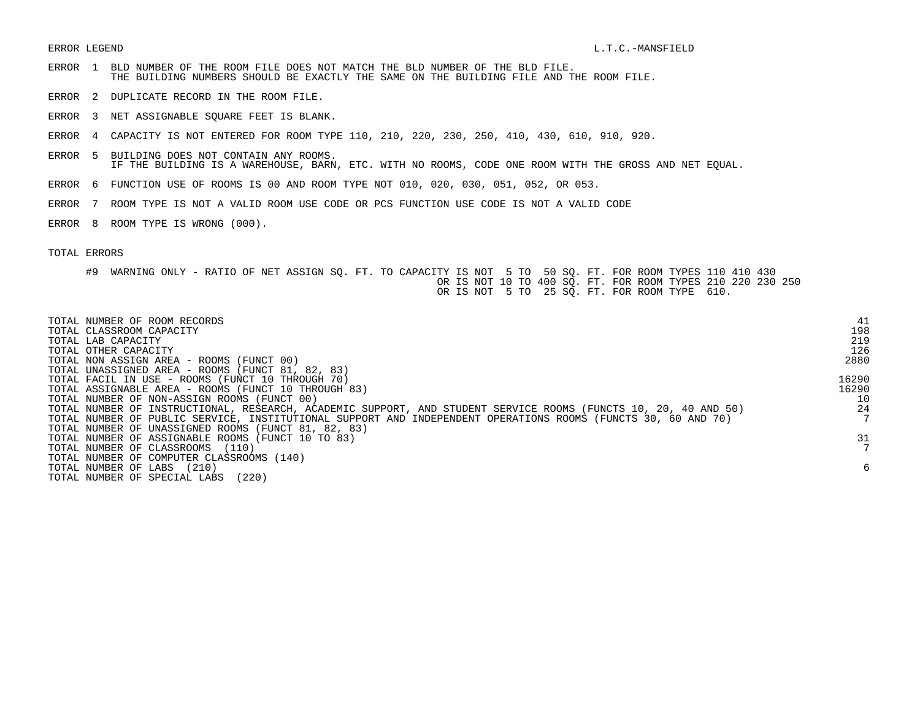ERROR LEGEND L.T.C.-MANSFIELD

ERROR 1 BLD NUMBER OF THE ROOM FILE DOES NOT MATCH THE BLD NUMBER OF THE BLD FILE.
THE BUILDING NUMBERS SHOULD BE EXACTLY THE SAME ON THE BUILDING FILE AND THE ROOM FILE.

ERROR 2 DUPLICATE RECORD IN THE ROOM FILE.

ERROR 3 NET ASSIGNABLE SQUARE FEET IS BLANK.

ERROR 4 CAPACITY IS NOT ENTERED FOR ROOM TYPE 110, 210, 220, 230, 250, 410, 430, 610, 910, 920.

ERROR 5 BUILDING DOES NOT CONTAIN ANY ROOMS.
IF THE BUILDING IS A WAREHOUSE, BARN, ETC. WITH NO ROOMS, CODE ONE ROOM WITH THE GROSS AND NET EQUAL.

ERROR 6 FUNCTION USE OF ROOMS IS 00 AND ROOM TYPE NOT 010, 020, 030, 051, 052, OR 053.

ERROR 7 ROOM TYPE IS NOT A VALID ROOM USE CODE OR PCS FUNCTION USE CODE IS NOT A VALID CODE

ERROR 8 ROOM TYPE IS WRONG (000).

TOTAL ERRORS

#9 WARNING ONLY - RATIO OF NET ASSIGN SQ. FT. TO CAPACITY IS NOT 5 TO 50 SQ. FT. FOR ROOM TYPES 110 410 430
OR IS NOT 10 TO 400 SQ. FT. FOR ROOM TYPES 210 220 230 250
OR IS NOT 5 TO 25 SQ. FT. FOR ROOM TYPE 610.

| | |
|---|---|
| TOTAL NUMBER OF ROOM RECORDS | 41 |
| TOTAL CLASSROOM CAPACITY | 198 |
| TOTAL LAB CAPACITY | 219 |
| TOTAL OTHER CAPACITY | 126 |
| TOTAL NON ASSIGN AREA - ROOMS (FUNCT 00) | 2880 |
| TOTAL UNASSIGNED AREA - ROOMS (FUNCT 81, 82, 83) | |
| TOTAL FACIL IN USE - ROOMS (FUNCT 10 THROUGH 70) | 16290 |
| TOTAL ASSIGNABLE AREA - ROOMS (FUNCT 10 THROUGH 83) | 16290 |
| TOTAL NUMBER OF NON-ASSIGN ROOMS (FUNCT 00) | 10 |
| TOTAL NUMBER OF INSTRUCTIONAL, RESEARCH, ACADEMIC SUPPORT, AND STUDENT SERVICE ROOMS (FUNCTS 10, 20, 40 AND 50) | 24 |
| TOTAL NUMBER OF PUBLIC SERVICE, INSTITUTIONAL SUPPORT AND INDEPENDENT OPERATIONS ROOMS (FUNCTS 30, 60 AND 70) | 7 |
| TOTAL NUMBER OF UNASSIGNED ROOMS (FUNCT 81, 82, 83) | |
| TOTAL NUMBER OF ASSIGNABLE ROOMS (FUNCT 10 TO 83) | 31 |
| TOTAL NUMBER OF CLASSROOMS (110) | 7 |
| TOTAL NUMBER OF COMPUTER CLASSROOMS (140) | |
| TOTAL NUMBER OF LABS (210) | 6 |
| TOTAL NUMBER OF SPECIAL LABS (220) | |